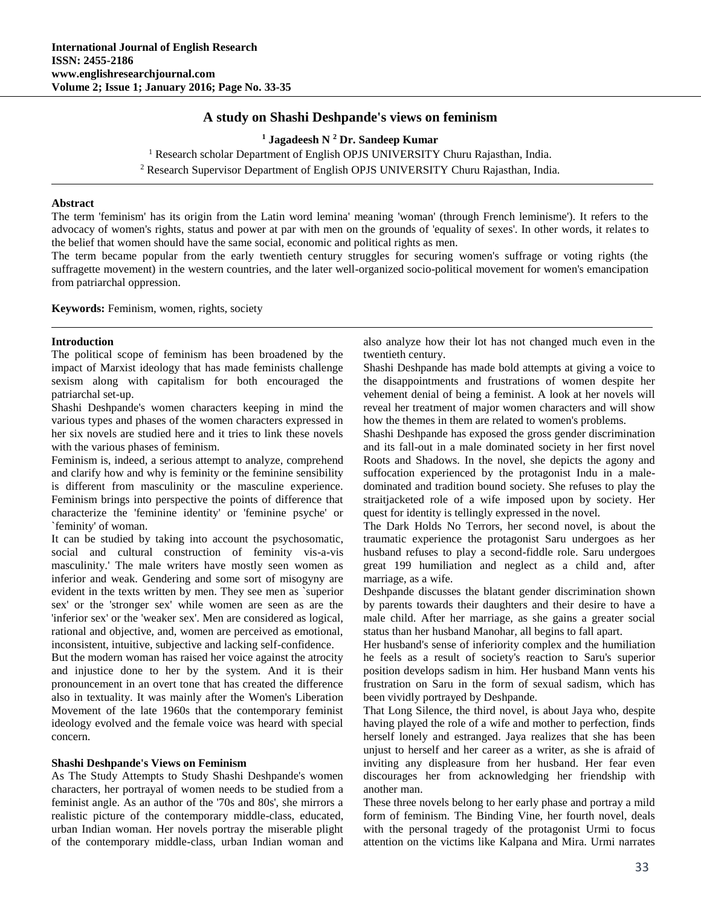# A study on Shashi Deshpande's views on feminism

**[1] Jagadeesh N [2] Dr. Sandeep Kumar**

[1] Research scholar Department of English OPJS UNIVERSITY Churu Rajasthan, India.

[2] Research Supervisor Department of English OPJS UNIVERSITY Churu Rajasthan, India.

---

**Abstract**

The term 'feminism' has its origin from the Latin word lemina' meaning 'woman' (through French leminisme'). It refers to the advocacy of women's rights, status and power at par with men on the grounds of 'equality of sexes'. In other words, it relates to the belief that women should have the same social, economic and political rights as men.

The term became popular from the early twentieth century struggles for securing women's suffrage or voting rights (the suffragette movement) in the western countries, and the later well-organized socio-political movement for women's emancipation from patriarchal oppression.

**Keywords:** Feminism, women, rights, society

---

## Introduction

The political scope of feminism has been broadened by the impact of Marxist ideology that has made feminists challenge sexism along with capitalism for both encouraged the patriarchal set-up.

Shashi Deshpande's women characters keeping in mind the various types and phases of the women characters expressed in her six novels are studied here and it tries to link these novels with the various phases of feminism.

Feminism is, indeed, a serious attempt to analyze, comprehend and clarify how and why is feminity or the feminine sensibility is different from masculinity or the masculine experience. Feminism brings into perspective the points of difference that characterize the 'feminine identity' or 'feminine psyche' or `feminity' of woman.

It can be studied by taking into account the psychosomatic, social and cultural construction of feminity vis-a-vis masculinity.' The male writers have mostly seen women as inferior and weak. Gendering and some sort of misogyny are evident in the texts written by men. They see men as `superior sex' or the 'stronger sex' while women are seen as are the 'inferior sex' or the 'weaker sex'. Men are considered as logical, rational and objective, and, women are perceived as emotional, inconsistent, intuitive, subjective and lacking self-confidence.

But the modern woman has raised her voice against the atrocity and injustice done to her by the system. And it is their pronouncement in an overt tone that has created the difference also in textuality. It was mainly after the Women's Liberation Movement of the late 1960s that the contemporary feminist ideology evolved and the female voice was heard with special concern.

## Shashi Deshpande's Views on Feminism

As The Study Attempts to Study Shashi Deshpande's women characters, her portrayal of women needs to be studied from a feminist angle. As an author of the '70s and 80s', she mirrors a realistic picture of the contemporary middle-class, educated, urban Indian woman. Her novels portray the miserable plight of the contemporary middle-class, urban Indian woman and also analyze how their lot has not changed much even in the twentieth century.

Shashi Deshpande has made bold attempts at giving a voice to the disappointments and frustrations of women despite her vehement denial of being a feminist. A look at her novels will reveal her treatment of major women characters and will show how the themes in them are related to women's problems.

Shashi Deshpande has exposed the gross gender discrimination and its fall-out in a male dominated society in her first novel Roots and Shadows. In the novel, she depicts the agony and suffocation experienced by the protagonist Indu in a male-dominated and tradition bound society. She refuses to play the straitjacketed role of a wife imposed upon by society. Her quest for identity is tellingly expressed in the novel.

The Dark Holds No Terrors, her second novel, is about the traumatic experience the protagonist Saru undergoes as her husband refuses to play a second-fiddle role. Saru undergoes great 199 humiliation and neglect as a child and, after marriage, as a wife.

Deshpande discusses the blatant gender discrimination shown by parents towards their daughters and their desire to have a male child. After her marriage, as she gains a greater social status than her husband Manohar, all begins to fall apart.

Her husband's sense of inferiority complex and the humiliation he feels as a result of society's reaction to Saru's superior position develops sadism in him. Her husband Mann vents his frustration on Saru in the form of sexual sadism, which has been vividly portrayed by Deshpande.

That Long Silence, the third novel, is about Jaya who, despite having played the role of a wife and mother to perfection, finds herself lonely and estranged. Jaya realizes that she has been unjust to herself and her career as a writer, as she is afraid of inviting any displeasure from her husband. Her fear even discourages her from acknowledging her friendship with another man.

These three novels belong to her early phase and portray a mild form of feminism. The Binding Vine, her fourth novel, deals with the personal tragedy of the protagonist Urmi to focus attention on the victims like Kalpana and Mira. Urmi narrates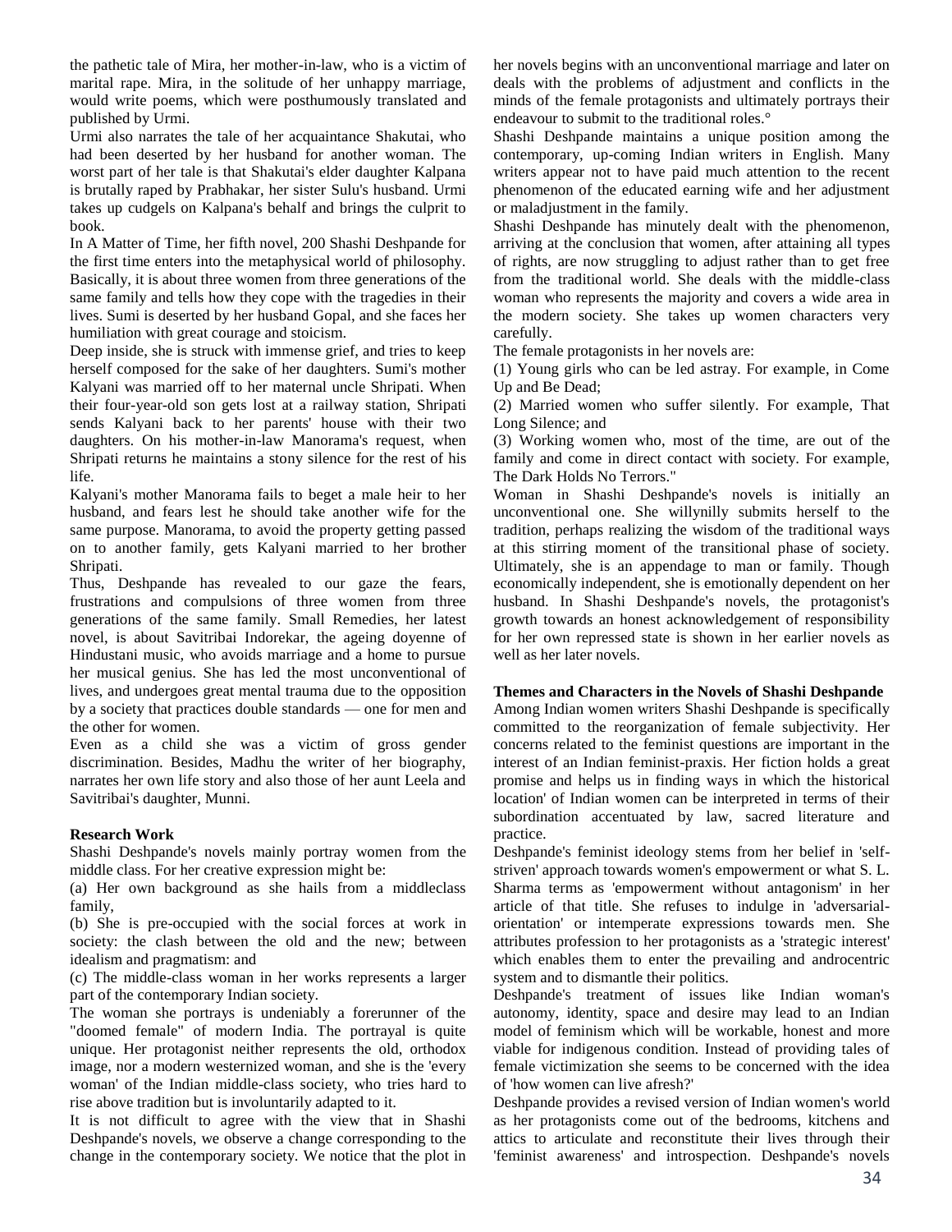the pathetic tale of Mira, her mother-in-law, who is a victim of marital rape. Mira, in the solitude of her unhappy marriage, would write poems, which were posthumously translated and published by Urmi.

Urmi also narrates the tale of her acquaintance Shakutai, who had been deserted by her husband for another woman. The worst part of her tale is that Shakutai's elder daughter Kalpana is brutally raped by Prabhakar, her sister Sulu's husband. Urmi takes up cudgels on Kalpana's behalf and brings the culprit to book.

In A Matter of Time, her fifth novel, 200 Shashi Deshpande for the first time enters into the metaphysical world of philosophy. Basically, it is about three women from three generations of the same family and tells how they cope with the tragedies in their lives. Sumi is deserted by her husband Gopal, and she faces her humiliation with great courage and stoicism.

Deep inside, she is struck with immense grief, and tries to keep herself composed for the sake of her daughters. Sumi's mother Kalyani was married off to her maternal uncle Shripati. When their four-year-old son gets lost at a railway station, Shripati sends Kalyani back to her parents' house with their two daughters. On his mother-in-law Manorama's request, when Shripati returns he maintains a stony silence for the rest of his life.

Kalyani's mother Manorama fails to beget a male heir to her husband, and fears lest he should take another wife for the same purpose. Manorama, to avoid the property getting passed on to another family, gets Kalyani married to her brother Shripati.

Thus, Deshpande has revealed to our gaze the fears, frustrations and compulsions of three women from three generations of the same family. Small Remedies, her latest novel, is about Savitribai Indorekar, the ageing doyenne of Hindustani music, who avoids marriage and a home to pursue her musical genius. She has led the most unconventional of lives, and undergoes great mental trauma due to the opposition by a society that practices double standards — one for men and the other for women.

Even as a child she was a victim of gross gender discrimination. Besides, Madhu the writer of her biography, narrates her own life story and also those of her aunt Leela and Savitribai's daughter, Munni.

**Research Work**

Shashi Deshpande's novels mainly portray women from the middle class. For her creative expression might be:

(a) Her own background as she hails from a middleclass family,

(b) She is pre-occupied with the social forces at work in society: the clash between the old and the new; between idealism and pragmatism: and

(c) The middle-class woman in her works represents a larger part of the contemporary Indian society.

The woman she portrays is undeniably a forerunner of the "doomed female" of modern India. The portrayal is quite unique. Her protagonist neither represents the old, orthodox image, nor a modern westernized woman, and she is the 'every woman' of the Indian middle-class society, who tries hard to rise above tradition but is involuntarily adapted to it.

It is not difficult to agree with the view that in Shashi Deshpande's novels, we observe a change corresponding to the change in the contemporary society. We notice that the plot in her novels begins with an unconventional marriage and later on deals with the problems of adjustment and conflicts in the minds of the female protagonists and ultimately portrays their endeavour to submit to the traditional roles.°

Shashi Deshpande maintains a unique position among the contemporary, up-coming Indian writers in English. Many writers appear not to have paid much attention to the recent phenomenon of the educated earning wife and her adjustment or maladjustment in the family.

Shashi Deshpande has minutely dealt with the phenomenon, arriving at the conclusion that women, after attaining all types of rights, are now struggling to adjust rather than to get free from the traditional world. She deals with the middle-class woman who represents the majority and covers a wide area in the modern society. She takes up women characters very carefully.

The female protagonists in her novels are:

(1) Young girls who can be led astray. For example, in Come Up and Be Dead;

(2) Married women who suffer silently. For example, That Long Silence; and

(3) Working women who, most of the time, are out of the family and come in direct contact with society. For example, The Dark Holds No Terrors."

Woman in Shashi Deshpande's novels is initially an unconventional one. She willynilly submits herself to the tradition, perhaps realizing the wisdom of the traditional ways at this stirring moment of the transitional phase of society. Ultimately, she is an appendage to man or family. Though economically independent, she is emotionally dependent on her husband. In Shashi Deshpande's novels, the protagonist's growth towards an honest acknowledgement of responsibility for her own repressed state is shown in her earlier novels as well as her later novels.

**Themes and Characters in the Novels of Shashi Deshpande**

Among Indian women writers Shashi Deshpande is specifically committed to the reorganization of female subjectivity. Her concerns related to the feminist questions are important in the interest of an Indian feminist-praxis. Her fiction holds a great promise and helps us in finding ways in which the historical location' of Indian women can be interpreted in terms of their subordination accentuated by law, sacred literature and practice.

Deshpande's feminist ideology stems from her belief in 'self-striven' approach towards women's empowerment or what S. L. Sharma terms as 'empowerment without antagonism' in her article of that title. She refuses to indulge in 'adversarial-orientation' or intemperate expressions towards men. She attributes profession to her protagonists as a 'strategic interest' which enables them to enter the prevailing and androcentric system and to dismantle their politics.

Deshpande's treatment of issues like Indian woman's autonomy, identity, space and desire may lead to an Indian model of feminism which will be workable, honest and more viable for indigenous condition. Instead of providing tales of female victimization she seems to be concerned with the idea of 'how women can live afresh?'

Deshpande provides a revised version of Indian women's world as her protagonists come out of the bedrooms, kitchens and attics to articulate and reconstitute their lives through their 'feminist awareness' and introspection. Deshpande's novels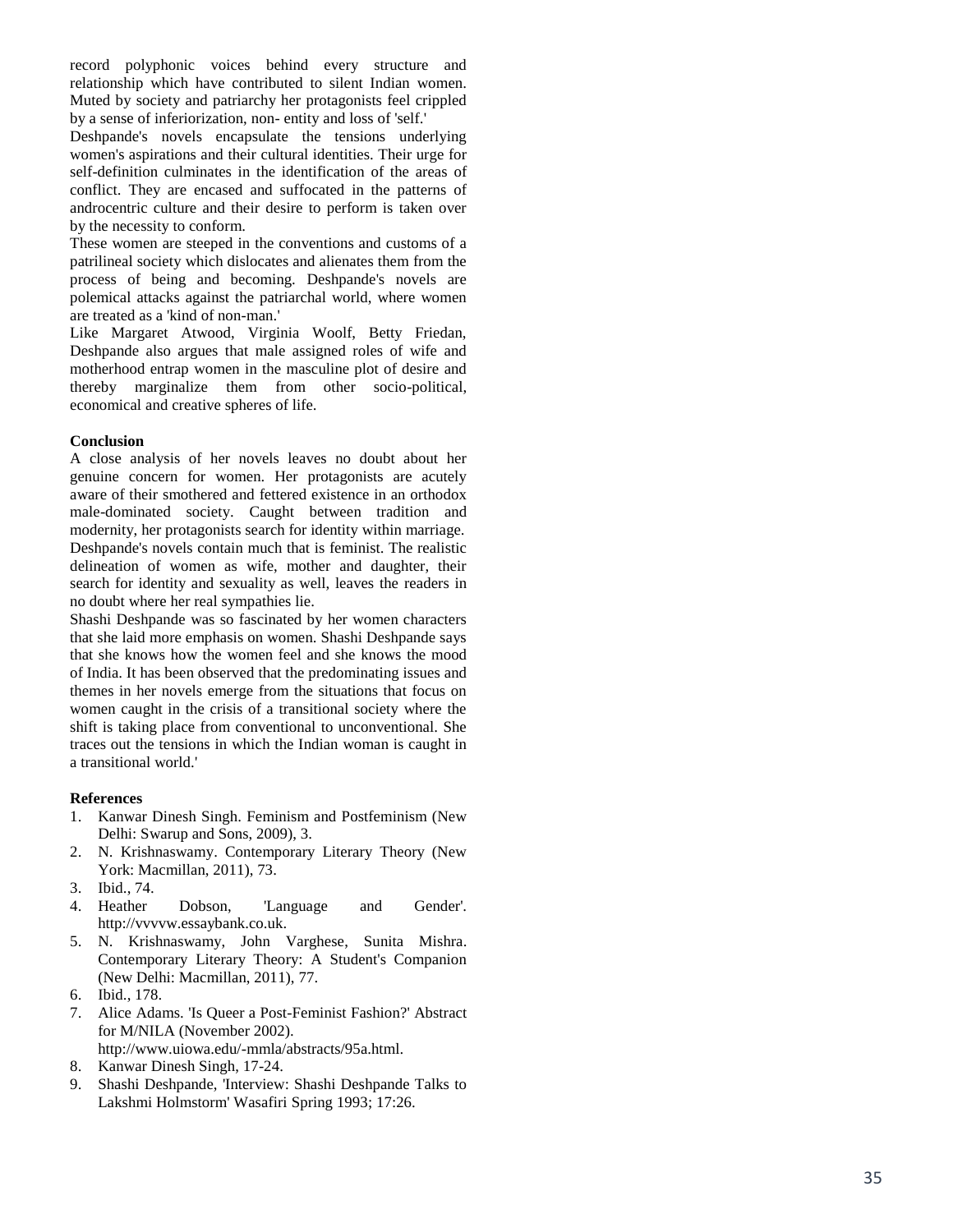record polyphonic voices behind every structure and relationship which have contributed to silent Indian women. Muted by society and patriarchy her protagonists feel crippled by a sense of inferiorization, non- entity and loss of 'self.'

Deshpande's novels encapsulate the tensions underlying women's aspirations and their cultural identities. Their urge for self-definition culminates in the identification of the areas of conflict. They are encased and suffocated in the patterns of androcentric culture and their desire to perform is taken over by the necessity to conform.

These women are steeped in the conventions and customs of a patrilineal society which dislocates and alienates them from the process of being and becoming. Deshpande's novels are polemical attacks against the patriarchal world, where women are treated as a 'kind of non-man.'

Like Margaret Atwood, Virginia Woolf, Betty Friedan, Deshpande also argues that male assigned roles of wife and motherhood entrap women in the masculine plot of desire and thereby marginalize them from other socio-political, economical and creative spheres of life.

**Conclusion**

A close analysis of her novels leaves no doubt about her genuine concern for women. Her protagonists are acutely aware of their smothered and fettered existence in an orthodox male-dominated society. Caught between tradition and modernity, her protagonists search for identity within marriage. Deshpande's novels contain much that is feminist. The realistic delineation of women as wife, mother and daughter, their search for identity and sexuality as well, leaves the readers in no doubt where her real sympathies lie.

Shashi Deshpande was so fascinated by her women characters that she laid more emphasis on women. Shashi Deshpande says that she knows how the women feel and she knows the mood of India. It has been observed that the predominating issues and themes in her novels emerge from the situations that focus on women caught in the crisis of a transitional society where the shift is taking place from conventional to unconventional. She traces out the tensions in which the Indian woman is caught in a transitional world.'

**References**

1. Kanwar Dinesh Singh. Feminism and Postfeminism (New Delhi: Swarup and Sons, 2009), 3.
2. N. Krishnaswamy. Contemporary Literary Theory (New York: Macmillan, 2011), 73.
3. Ibid., 74.
4. Heather Dobson, 'Language and Gender'. http://vvvvw.essaybank.co.uk.
5. N. Krishnaswamy, John Varghese, Sunita Mishra. Contemporary Literary Theory: A Student's Companion (New Delhi: Macmillan, 2011), 77.
6. Ibid., 178.
7. Alice Adams. 'Is Queer a Post-Feminist Fashion?' Abstract for M/NILA (November 2002). http://www.uiowa.edu/-mmla/abstracts/95a.html.
8. Kanwar Dinesh Singh, 17-24.
9. Shashi Deshpande, 'Interview: Shashi Deshpande Talks to Lakshmi Holmstorm' Wasafiri Spring 1993; 17:26.